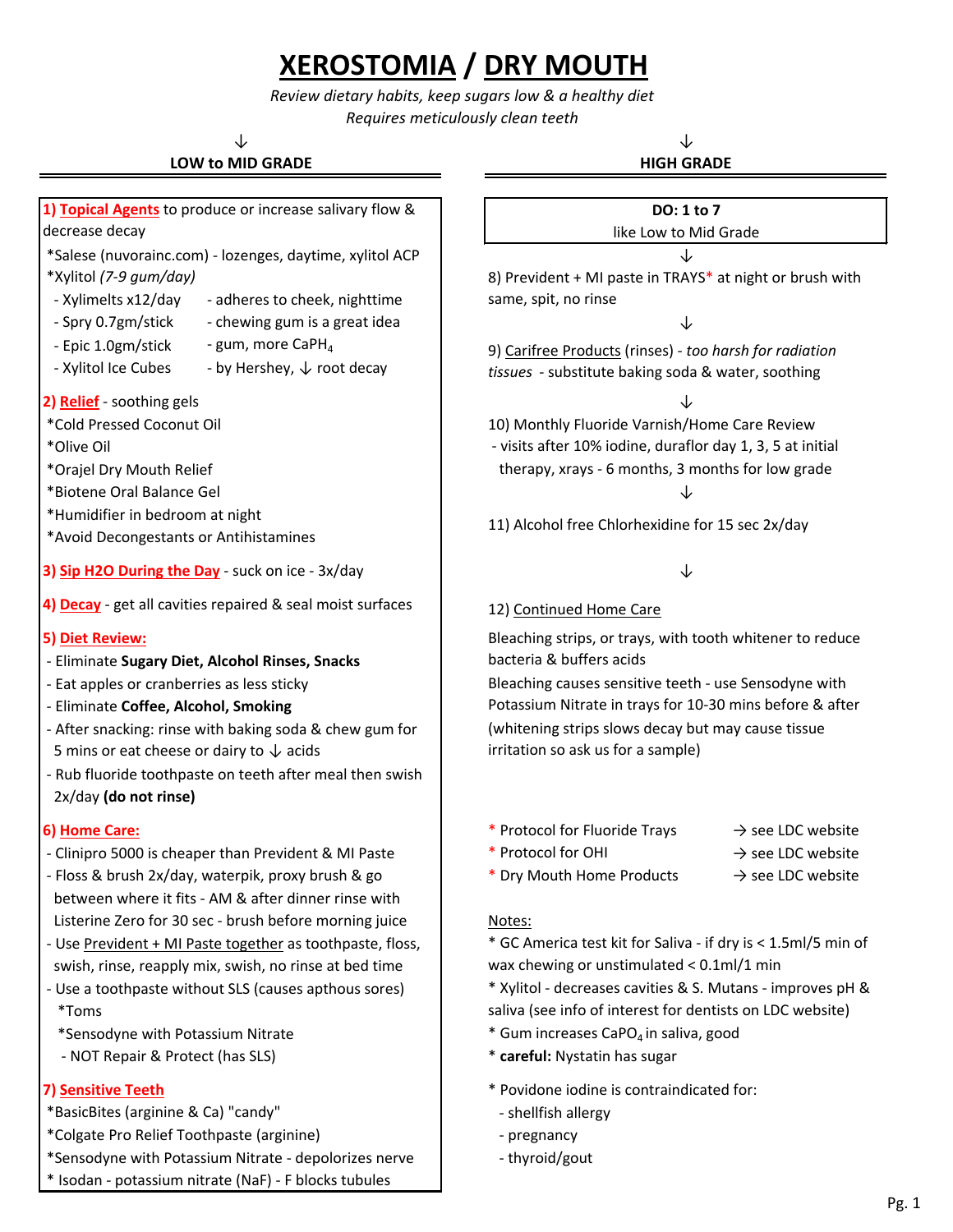# XEROSTOMIA / DRY MOUTH

*Review dietary habits, keep sugars low & a healthy diet*
*Requires meticulously clean teeth*

## LOW to MID GRADE

**1) Topical Agents** to produce or increase salivary flow & decrease decay

*Salese (nuvorainc.com) - lozenges, daytime, xylitol ACP
*Xylitol *(7-9 gum/day)*

- Xylimelts x12/day - adheres to cheek, nighttime
- Spry 0.7gm/stick - chewing gum is a great idea
- Epic 1.0gm/stick - gum, more $CaPH_4$
- Xylitol Ice Cubes - by Hershey, ↓ root decay

**2) Relief** - soothing gels

*Cold Pressed Coconut Oil
*Olive Oil
*Orajel Dry Mouth Relief
*Biotene Oral Balance Gel
*Humidifier in bedroom at night
*Avoid Decongestants or Antihistamines

**3) Sip H2O During the Day** - suck on ice - 3x/day

**4) Decay** - get all cavities repaired & seal moist surfaces

**5) Diet Review:**

- Eliminate **Sugary Diet, Alcohol Rinses, Snacks**
- Eat apples or cranberries as less sticky
- Eliminate **Coffee, Alcohol, Smoking**
- After snacking: rinse with baking soda & chew gum for 5 mins or eat cheese or dairy to ↓ acids
- Rub fluoride toothpaste on teeth after meal then swish 2x/day **(do not rinse)**

**6) Home Care:**

- Clinipro 5000 is cheaper than Prevident & MI Paste
- Floss & brush 2x/day, waterpik, proxy brush & go between where it fits - AM & after dinner rinse with Listerine Zero for 30 sec - brush before morning juice
- Use Prevident + MI Paste together as toothpaste, floss, swish, rinse, reapply mix, swish, no rinse at bed time
- Use a toothpaste without SLS (causes apthous sores)
  *Toms
  *Sensodyne with Potassium Nitrate
  - NOT Repair & Protect (has SLS)

**7) Sensitive Teeth**

*BasicBites (arginine & Ca) "candy"
*Colgate Pro Relief Toothpaste (arginine)
*Sensodyne with Potassium Nitrate - depolorizes nerve
* Isodan - potassium nitrate (NaF) - F blocks tubules

## HIGH GRADE

**DO: 1 to 7**
like Low to Mid Grade

↓

8) Prevident + MI paste in TRAYS* at night or brush with same, spit, no rinse

↓

9) Carifree Products (rinses) - *too harsh for radiation tissues* - substitute baking soda & water, soothing

↓

10) Monthly Fluoride Varnish/Home Care Review
- visits after 10% iodine, duraflor day 1, 3, 5 at initial therapy, xrays - 6 months, 3 months for low grade

↓

11) Alcohol free Chlorhexidine for 15 sec 2x/day

↓

12) Continued Home Care

Bleaching strips, or trays, with tooth whitener to reduce bacteria & buffers acids

Bleaching causes sensitive teeth - use Sensodyne with Potassium Nitrate in trays for 10-30 mins before & after (whitening strips slows decay but may cause tissue irritation so ask us for a sample)

* Protocol for Fluoride Trays → see LDC website
* Protocol for OHI → see LDC website
* Dry Mouth Home Products → see LDC website

Notes:

* GC America test kit for Saliva - if dry is < 1.5ml/5 min of wax chewing or unstimulated < 0.1ml/1 min
* Xylitol - decreases cavities & S. Mutans - improves pH & saliva (see info of interest for dentists on LDC website)
* Gum increases $CaPO_4$ in saliva, good
* **careful:** Nystatin has sugar
* Povidone iodine is contraindicated for:
  - shellfish allergy
  - pregnancy
  - thyroid/gout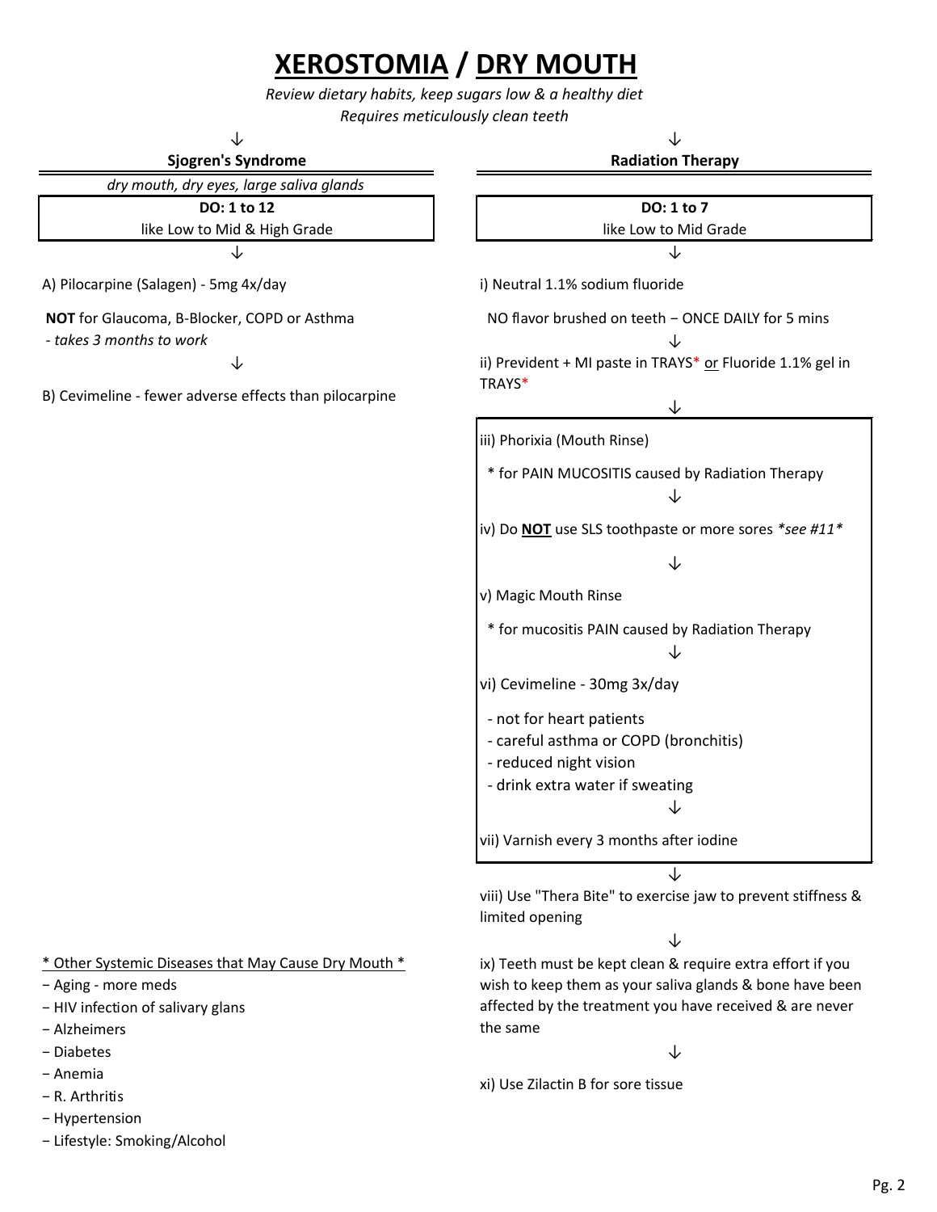# XEROSTOMIA / DRY MOUTH

*Review dietary habits, keep sugars low & a healthy diet*

*Requires meticulously clean teeth*

## Sjogren's Syndrome

*dry mouth, dry eyes, large saliva glands*

**DO: 1 to 12**

like Low to Mid & High Grade

↓

A) Pilocarpine (Salagen) - 5mg 4x/day

**NOT** for Glaucoma, B-Blocker, COPD or Asthma

*- takes 3 months to work*

↓

B) Cevimeline - fewer adverse effects than pilocarpine

## Radiation Therapy

**DO: 1 to 7**

like Low to Mid Grade

↓

i) Neutral 1.1% sodium fluoride

NO flavor brushed on teeth − ONCE DAILY for 5 mins

↓

ii) Prevident + MI paste in TRAYS* or Fluoride 1.1% gel in TRAYS*

↓

iii) Phorixia (Mouth Rinse)

\* for PAIN MUCOSITIS caused by Radiation Therapy

↓

iv) Do **NOT** use SLS toothpaste or more sores *\*see #11\**

↓

v) Magic Mouth Rinse

\* for mucositis PAIN caused by Radiation Therapy

↓

vi) Cevimeline - 30mg 3x/day

- not for heart patients
- careful asthma or COPD (bronchitis)
- reduced night vision
- drink extra water if sweating

↓

vii) Varnish every 3 months after iodine

↓

viii) Use "Thera Bite" to exercise jaw to prevent stiffness & limited opening

↓

ix) Teeth must be kept clean & require extra effort if you wish to keep them as your saliva glands & bone have been affected by the treatment you have received & are never the same

↓

xi) Use Zilactin B for sore tissue

## \* Other Systemic Diseases that May Cause Dry Mouth \*

- Aging - more meds
- HIV infection of salivary glans
- Alzheimers
- Diabetes
- Anemia
- R. Arthritis
- Hypertension
- Lifestyle: Smoking/Alcohol